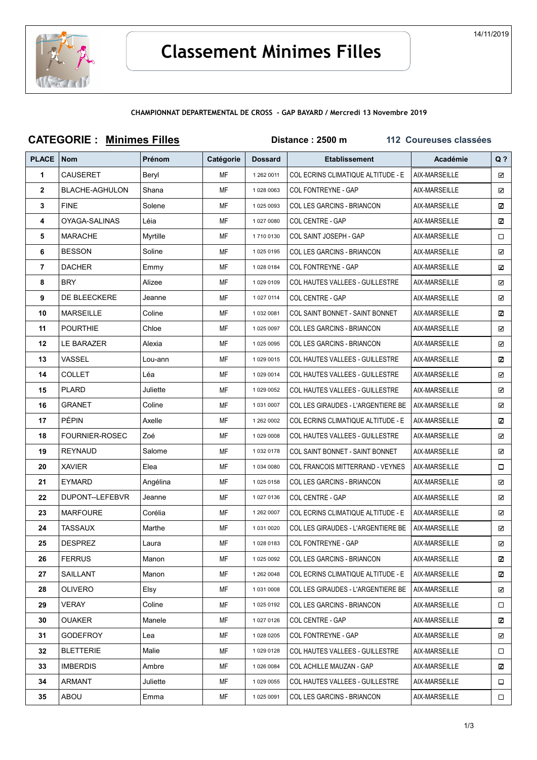14/11/2019

# Classement Minimes Filles

**CHAMPIONNAT DEPARTEMENTAL DE CROSS - GAP BAYARD / Mercredi 13 Novembre 2019**

**CATEGORIE : Minimes Filles** | **Distance : 2500 m** | **112 Coureuses classées**

| PLACE | Nom | Prénom | Catégorie | Dossard | Etablissement | Académie | Q ? |
|---|---|---|---|---|---|---|---|
| 1 | CAUSERET | Beryl | MF | 1 262 0011 | COL ECRINS CLIMATIQUE ALTITUDE - E | AIX-MARSEILLE | ☑ |
| 2 | BLACHE-AGHULON | Shana | MF | 1 028 0063 | COL FONTREYNE - GAP | AIX-MARSEILLE | ☑ |
| 3 | FINE | Solene | MF | 1 025 0093 | COL LES GARCINS - BRIANCON | AIX-MARSEILLE | ☑ |
| 4 | OYAGA-SALINAS | Léia | MF | 1 027 0080 | COL CENTRE - GAP | AIX-MARSEILLE | ☑ |
| 5 | MARACHE | Myrtille | MF | 1 710 0130 | COL SAINT JOSEPH - GAP | AIX-MARSEILLE | ☐ |
| 6 | BESSON | Soline | MF | 1 025 0195 | COL LES GARCINS - BRIANCON | AIX-MARSEILLE | ☑ |
| 7 | DACHER | Emmy | MF | 1 028 0184 | COL FONTREYNE - GAP | AIX-MARSEILLE | ☑ |
| 8 | BRY | Alizee | MF | 1 029 0109 | COL HAUTES VALLEES - GUILLESTRE | AIX-MARSEILLE | ☑ |
| 9 | DE BLEECKERE | Jeanne | MF | 1 027 0114 | COL CENTRE - GAP | AIX-MARSEILLE | ☑ |
| 10 | MARSEILLE | Coline | MF | 1 032 0081 | COL SAINT BONNET - SAINT BONNET | AIX-MARSEILLE | ☑ |
| 11 | POURTHIE | Chloe | MF | 1 025 0097 | COL LES GARCINS - BRIANCON | AIX-MARSEILLE | ☑ |
| 12 | LE BARAZER | Alexia | MF | 1 025 0095 | COL LES GARCINS - BRIANCON | AIX-MARSEILLE | ☑ |
| 13 | VASSEL | Lou-ann | MF | 1 029 0015 | COL HAUTES VALLEES - GUILLESTRE | AIX-MARSEILLE | ☑ |
| 14 | COLLET | Léa | MF | 1 029 0014 | COL HAUTES VALLEES - GUILLESTRE | AIX-MARSEILLE | ☑ |
| 15 | PLARD | Juliette | MF | 1 029 0052 | COL HAUTES VALLEES - GUILLESTRE | AIX-MARSEILLE | ☑ |
| 16 | GRANET | Coline | MF | 1 031 0007 | COL LES GIRAUDES - L'ARGENTIERE BE | AIX-MARSEILLE | ☑ |
| 17 | PÉPIN | Axelle | MF | 1 262 0002 | COL ECRINS CLIMATIQUE ALTITUDE - E | AIX-MARSEILLE | ☑ |
| 18 | FOURNIER-ROSEC | Zoé | MF | 1 029 0008 | COL HAUTES VALLEES - GUILLESTRE | AIX-MARSEILLE | ☑ |
| 19 | REYNAUD | Salome | MF | 1 032 0178 | COL SAINT BONNET - SAINT BONNET | AIX-MARSEILLE | ☑ |
| 20 | XAVIER | Elea | MF | 1 034 0080 | COL FRANCOIS MITTERRAND - VEYNES | AIX-MARSEILLE | ☐ |
| 21 | EYMARD | Angélina | MF | 1 025 0158 | COL LES GARCINS - BRIANCON | AIX-MARSEILLE | ☑ |
| 22 | DUPONT--LEFEBVR | Jeanne | MF | 1 027 0136 | COL CENTRE - GAP | AIX-MARSEILLE | ☑ |
| 23 | MARFOURE | Corélia | MF | 1 262 0007 | COL ECRINS CLIMATIQUE ALTITUDE - E | AIX-MARSEILLE | ☑ |
| 24 | TASSAUX | Marthe | MF | 1 031 0020 | COL LES GIRAUDES - L'ARGENTIERE BE | AIX-MARSEILLE | ☑ |
| 25 | DESPREZ | Laura | MF | 1 028 0183 | COL FONTREYNE - GAP | AIX-MARSEILLE | ☑ |
| 26 | FERRUS | Manon | MF | 1 025 0092 | COL LES GARCINS - BRIANCON | AIX-MARSEILLE | ☑ |
| 27 | SAILLANT | Manon | MF | 1 262 0048 | COL ECRINS CLIMATIQUE ALTITUDE - E | AIX-MARSEILLE | ☑ |
| 28 | OLIVERO | Elsy | MF | 1 031 0008 | COL LES GIRAUDES - L'ARGENTIERE BE | AIX-MARSEILLE | ☑ |
| 29 | VERAY | Coline | MF | 1 025 0192 | COL LES GARCINS - BRIANCON | AIX-MARSEILLE | ☐ |
| 30 | OUAKER | Manele | MF | 1 027 0126 | COL CENTRE - GAP | AIX-MARSEILLE | ☑ |
| 31 | GODEFROY | Lea | MF | 1 028 0205 | COL FONTREYNE - GAP | AIX-MARSEILLE | ☑ |
| 32 | BLETTERIE | Malie | MF | 1 029 0128 | COL HAUTES VALLEES - GUILLESTRE | AIX-MARSEILLE | ☐ |
| 33 | IMBERDIS | Ambre | MF | 1 026 0084 | COL ACHILLE MAUZAN - GAP | AIX-MARSEILLE | ☑ |
| 34 | ARMANT | Juliette | MF | 1 029 0055 | COL HAUTES VALLEES - GUILLESTRE | AIX-MARSEILLE | ☐ |
| 35 | ABOU | Emma | MF | 1 025 0091 | COL LES GARCINS - BRIANCON | AIX-MARSEILLE | ☐ |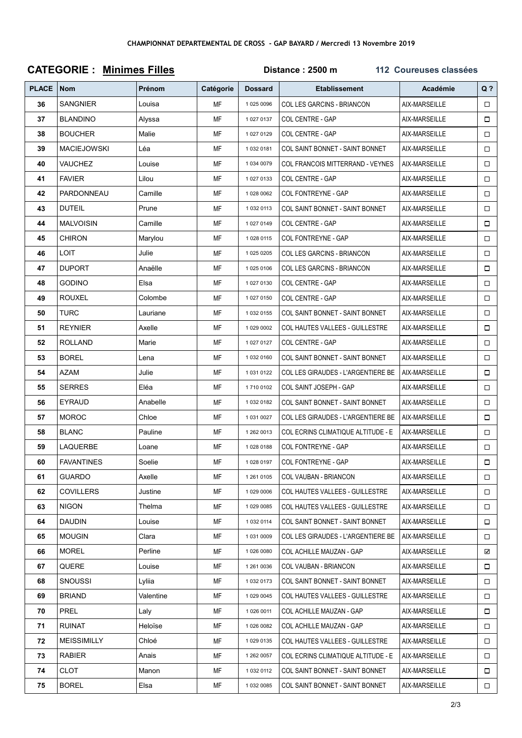CHAMPIONNAT DEPARTEMENTAL DE CROSS - GAP BAYARD / Mercredi 13 Novembre 2019

## CATEGORIE : Minimes Filles

**Distance : 2500 m** **112 Coureuses classées**

| PLACE | Nom | Prénom | Catégorie | Dossard | Etablissement | Académie | Q ? |
|---|---|---|---|---|---|---|---|
| 36 | SANGNIER | Louisa | MF | 1 025 0096 | COL LES GARCINS - BRIANCON | AIX-MARSEILLE | ☐ |
| 37 | BLANDINO | Alyssa | MF | 1 027 0137 | COL CENTRE - GAP | AIX-MARSEILLE | ☐ |
| 38 | BOUCHER | Malie | MF | 1 027 0129 | COL CENTRE - GAP | AIX-MARSEILLE | ☐ |
| 39 | MACIEJOWSKI | Léa | MF | 1 032 0181 | COL SAINT BONNET - SAINT BONNET | AIX-MARSEILLE | ☐ |
| 40 | VAUCHEZ | Louise | MF | 1 034 0079 | COL FRANCOIS MITTERRAND - VEYNES | AIX-MARSEILLE | ☐ |
| 41 | FAVIER | Lilou | MF | 1 027 0133 | COL CENTRE - GAP | AIX-MARSEILLE | ☐ |
| 42 | PARDONNEAU | Camille | MF | 1 028 0062 | COL FONTREYNE - GAP | AIX-MARSEILLE | ☐ |
| 43 | DUTEIL | Prune | MF | 1 032 0113 | COL SAINT BONNET - SAINT BONNET | AIX-MARSEILLE | ☐ |
| 44 | MALVOISIN | Camille | MF | 1 027 0149 | COL CENTRE - GAP | AIX-MARSEILLE | ☐ |
| 45 | CHIRON | Marylou | MF | 1 028 0115 | COL FONTREYNE - GAP | AIX-MARSEILLE | ☐ |
| 46 | LOIT | Julie | MF | 1 025 0205 | COL LES GARCINS - BRIANCON | AIX-MARSEILLE | ☐ |
| 47 | DUPORT | Anaëlle | MF | 1 025 0106 | COL LES GARCINS - BRIANCON | AIX-MARSEILLE | ☐ |
| 48 | GODINO | Elsa | MF | 1 027 0130 | COL CENTRE - GAP | AIX-MARSEILLE | ☐ |
| 49 | ROUXEL | Colombe | MF | 1 027 0150 | COL CENTRE - GAP | AIX-MARSEILLE | ☐ |
| 50 | TURC | Lauriane | MF | 1 032 0155 | COL SAINT BONNET - SAINT BONNET | AIX-MARSEILLE | ☐ |
| 51 | REYNIER | Axelle | MF | 1 029 0002 | COL HAUTES VALLEES - GUILLESTRE | AIX-MARSEILLE | ☐ |
| 52 | ROLLAND | Marie | MF | 1 027 0127 | COL CENTRE - GAP | AIX-MARSEILLE | ☐ |
| 53 | BOREL | Lena | MF | 1 032 0160 | COL SAINT BONNET - SAINT BONNET | AIX-MARSEILLE | ☐ |
| 54 | AZAM | Julie | MF | 1 031 0122 | COL LES GIRAUDES - L'ARGENTIERE BE | AIX-MARSEILLE | ☐ |
| 55 | SERRES | Eléa | MF | 1 710 0102 | COL SAINT JOSEPH - GAP | AIX-MARSEILLE | ☐ |
| 56 | EYRAUD | Anabelle | MF | 1 032 0182 | COL SAINT BONNET - SAINT BONNET | AIX-MARSEILLE | ☐ |
| 57 | MOROC | Chloe | MF | 1 031 0027 | COL LES GIRAUDES - L'ARGENTIERE BE | AIX-MARSEILLE | ☐ |
| 58 | BLANC | Pauline | MF | 1 262 0013 | COL ECRINS CLIMATIQUE ALTITUDE - E | AIX-MARSEILLE | ☐ |
| 59 | LAQUERBE | Loane | MF | 1 028 0188 | COL FONTREYNE - GAP | AIX-MARSEILLE | ☐ |
| 60 | FAVANTINES | Soelie | MF | 1 028 0197 | COL FONTREYNE - GAP | AIX-MARSEILLE | ☐ |
| 61 | GUARDO | Axelle | MF | 1 261 0105 | COL VAUBAN - BRIANCON | AIX-MARSEILLE | ☐ |
| 62 | COVILLERS | Justine | MF | 1 029 0006 | COL HAUTES VALLEES - GUILLESTRE | AIX-MARSEILLE | ☐ |
| 63 | NIGON | Thelma | MF | 1 029 0085 | COL HAUTES VALLEES - GUILLESTRE | AIX-MARSEILLE | ☐ |
| 64 | DAUDIN | Louise | MF | 1 032 0114 | COL SAINT BONNET - SAINT BONNET | AIX-MARSEILLE | ☐ |
| 65 | MOUGIN | Clara | MF | 1 031 0009 | COL LES GIRAUDES - L'ARGENTIERE BE | AIX-MARSEILLE | ☐ |
| 66 | MOREL | Perline | MF | 1 026 0080 | COL ACHILLE MAUZAN - GAP | AIX-MARSEILLE | ☑ |
| 67 | QUERE | Louise | MF | 1 261 0036 | COL VAUBAN - BRIANCON | AIX-MARSEILLE | ☐ |
| 68 | SNOUSSI | Lyliia | MF | 1 032 0173 | COL SAINT BONNET - SAINT BONNET | AIX-MARSEILLE | ☐ |
| 69 | BRIAND | Valentine | MF | 1 029 0045 | COL HAUTES VALLEES - GUILLESTRE | AIX-MARSEILLE | ☐ |
| 70 | PREL | Laly | MF | 1 026 0011 | COL ACHILLE MAUZAN - GAP | AIX-MARSEILLE | ☐ |
| 71 | RUINAT | Heloïse | MF | 1 026 0082 | COL ACHILLE MAUZAN - GAP | AIX-MARSEILLE | ☐ |
| 72 | MEISSIMILLY | Chloé | MF | 1 029 0135 | COL HAUTES VALLEES - GUILLESTRE | AIX-MARSEILLE | ☐ |
| 73 | RABIER | Anais | MF | 1 262 0057 | COL ECRINS CLIMATIQUE ALTITUDE - E | AIX-MARSEILLE | ☐ |
| 74 | CLOT | Manon | MF | 1 032 0112 | COL SAINT BONNET - SAINT BONNET | AIX-MARSEILLE | ☐ |
| 75 | BOREL | Elsa | MF | 1 032 0085 | COL SAINT BONNET - SAINT BONNET | AIX-MARSEILLE | ☐ |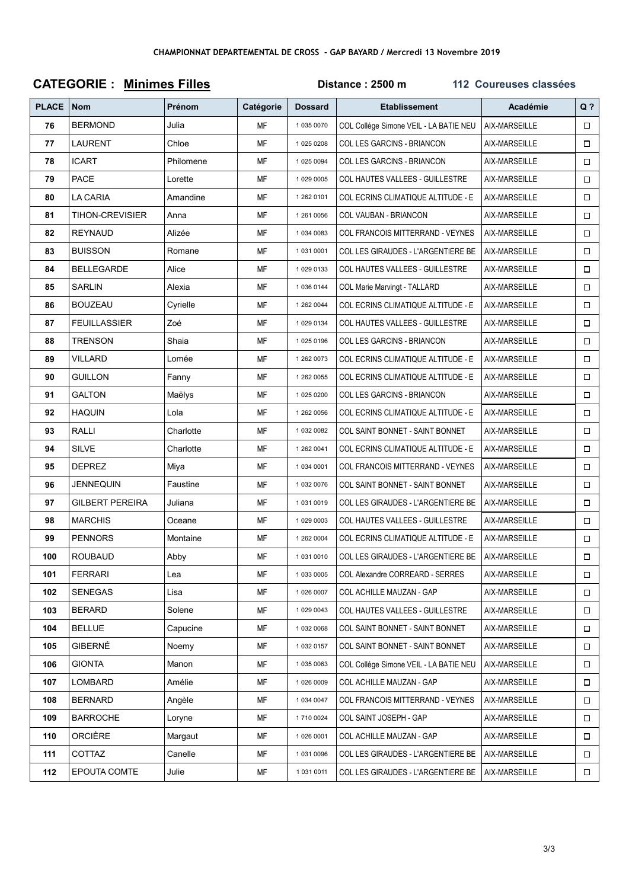**CHAMPIONNAT DEPARTEMENTAL DE CROSS - GAP BAYARD / Mercredi 13 Novembre 2019**

## CATEGORIE : Minimes Filles

**Distance : 2500 m** **112 Coureuses classées**

| PLACE | Nom | Prénom | Catégorie | Dossard | Etablissement | Académie | Q ? |
|---|---|---|---|---|---|---|---|
| 76 | BERMOND | Julia | MF | 1 035 0070 | COL Collége Simone VEIL - LA BATIE NEU | AIX-MARSEILLE | ☐ |
| 77 | LAURENT | Chloe | MF | 1 025 0208 | COL LES GARCINS - BRIANCON | AIX-MARSEILLE | ☐ |
| 78 | ICART | Philomene | MF | 1 025 0094 | COL LES GARCINS - BRIANCON | AIX-MARSEILLE | ☐ |
| 79 | PACE | Lorette | MF | 1 029 0005 | COL HAUTES VALLEES - GUILLESTRE | AIX-MARSEILLE | ☐ |
| 80 | LA CARIA | Amandine | MF | 1 262 0101 | COL ECRINS CLIMATIQUE ALTITUDE - E | AIX-MARSEILLE | ☐ |
| 81 | TIHON-CREVISIER | Anna | MF | 1 261 0056 | COL VAUBAN - BRIANCON | AIX-MARSEILLE | ☐ |
| 82 | REYNAUD | Alizée | MF | 1 034 0083 | COL FRANCOIS MITTERRAND - VEYNES | AIX-MARSEILLE | ☐ |
| 83 | BUISSON | Romane | MF | 1 031 0001 | COL LES GIRAUDES - L'ARGENTIERE BE | AIX-MARSEILLE | ☐ |
| 84 | BELLEGARDE | Alice | MF | 1 029 0133 | COL HAUTES VALLEES - GUILLESTRE | AIX-MARSEILLE | ☐ |
| 85 | SARLIN | Alexia | MF | 1 036 0144 | COL Marie Marvingt - TALLARD | AIX-MARSEILLE | ☐ |
| 86 | BOUZEAU | Cyrielle | MF | 1 262 0044 | COL ECRINS CLIMATIQUE ALTITUDE - E | AIX-MARSEILLE | ☐ |
| 87 | FEUILLASSIER | Zoé | MF | 1 029 0134 | COL HAUTES VALLEES - GUILLESTRE | AIX-MARSEILLE | ☐ |
| 88 | TRENSON | Shaia | MF | 1 025 0196 | COL LES GARCINS - BRIANCON | AIX-MARSEILLE | ☐ |
| 89 | VILLARD | Lomée | MF | 1 262 0073 | COL ECRINS CLIMATIQUE ALTITUDE - E | AIX-MARSEILLE | ☐ |
| 90 | GUILLON | Fanny | MF | 1 262 0055 | COL ECRINS CLIMATIQUE ALTITUDE - E | AIX-MARSEILLE | ☐ |
| 91 | GALTON | Maëlys | MF | 1 025 0200 | COL LES GARCINS - BRIANCON | AIX-MARSEILLE | ☐ |
| 92 | HAQUIN | Lola | MF | 1 262 0056 | COL ECRINS CLIMATIQUE ALTITUDE - E | AIX-MARSEILLE | ☐ |
| 93 | RALLI | Charlotte | MF | 1 032 0082 | COL SAINT BONNET - SAINT BONNET | AIX-MARSEILLE | ☐ |
| 94 | SILVE | Charlotte | MF | 1 262 0041 | COL ECRINS CLIMATIQUE ALTITUDE - E | AIX-MARSEILLE | ☐ |
| 95 | DEPREZ | Miya | MF | 1 034 0001 | COL FRANCOIS MITTERRAND - VEYNES | AIX-MARSEILLE | ☐ |
| 96 | JENNEQUIN | Faustine | MF | 1 032 0076 | COL SAINT BONNET - SAINT BONNET | AIX-MARSEILLE | ☐ |
| 97 | GILBERT PEREIRA | Juliana | MF | 1 031 0019 | COL LES GIRAUDES - L'ARGENTIERE BE | AIX-MARSEILLE | ☐ |
| 98 | MARCHIS | Oceane | MF | 1 029 0003 | COL HAUTES VALLEES - GUILLESTRE | AIX-MARSEILLE | ☐ |
| 99 | PENNORS | Montaine | MF | 1 262 0004 | COL ECRINS CLIMATIQUE ALTITUDE - E | AIX-MARSEILLE | ☐ |
| 100 | ROUBAUD | Abby | MF | 1 031 0010 | COL LES GIRAUDES - L'ARGENTIERE BE | AIX-MARSEILLE | ☐ |
| 101 | FERRARI | Lea | MF | 1 033 0005 | COL Alexandre CORREARD - SERRES | AIX-MARSEILLE | ☐ |
| 102 | SENEGAS | Lisa | MF | 1 026 0007 | COL ACHILLE MAUZAN - GAP | AIX-MARSEILLE | ☐ |
| 103 | BERARD | Solene | MF | 1 029 0043 | COL HAUTES VALLEES - GUILLESTRE | AIX-MARSEILLE | ☐ |
| 104 | BELLUE | Capucine | MF | 1 032 0068 | COL SAINT BONNET - SAINT BONNET | AIX-MARSEILLE | ☐ |
| 105 | GIBERNÉ | Noemy | MF | 1 032 0157 | COL SAINT BONNET - SAINT BONNET | AIX-MARSEILLE | ☐ |
| 106 | GIONTA | Manon | MF | 1 035 0063 | COL Collége Simone VEIL - LA BATIE NEU | AIX-MARSEILLE | ☐ |
| 107 | LOMBARD | Amélie | MF | 1 026 0009 | COL ACHILLE MAUZAN - GAP | AIX-MARSEILLE | ☐ |
| 108 | BERNARD | Angèle | MF | 1 034 0047 | COL FRANCOIS MITTERRAND - VEYNES | AIX-MARSEILLE | ☐ |
| 109 | BARROCHE | Loryne | MF | 1 710 0024 | COL SAINT JOSEPH - GAP | AIX-MARSEILLE | ☐ |
| 110 | ORCIÈRE | Margaut | MF | 1 026 0001 | COL ACHILLE MAUZAN - GAP | AIX-MARSEILLE | ☐ |
| 111 | COTTAZ | Canelle | MF | 1 031 0096 | COL LES GIRAUDES - L'ARGENTIERE BE | AIX-MARSEILLE | ☐ |
| 112 | EPOUTA COMTE | Julie | MF | 1 031 0011 | COL LES GIRAUDES - L'ARGENTIERE BE | AIX-MARSEILLE | ☐ |